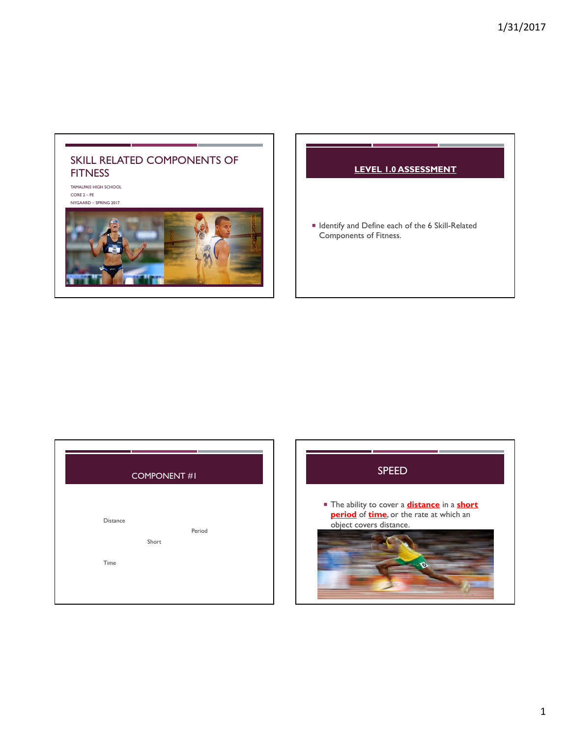## SKILL RELATED COMPONENTS OF FITNESS

TAMALPAIS HIGH SCHOOL
CORE 2 – PE
NYGAARD – SPRING 2017

## LEVEL 1.0 ASSESSMENT

- Identify and Define each of the 6 Skill-Related Components of Fitness.

## COMPONENT #1

Distance

Period

Short

Time

## SPEED

- The ability to cover a **distance** in a **short period** of **time**, or the rate at which an object covers distance.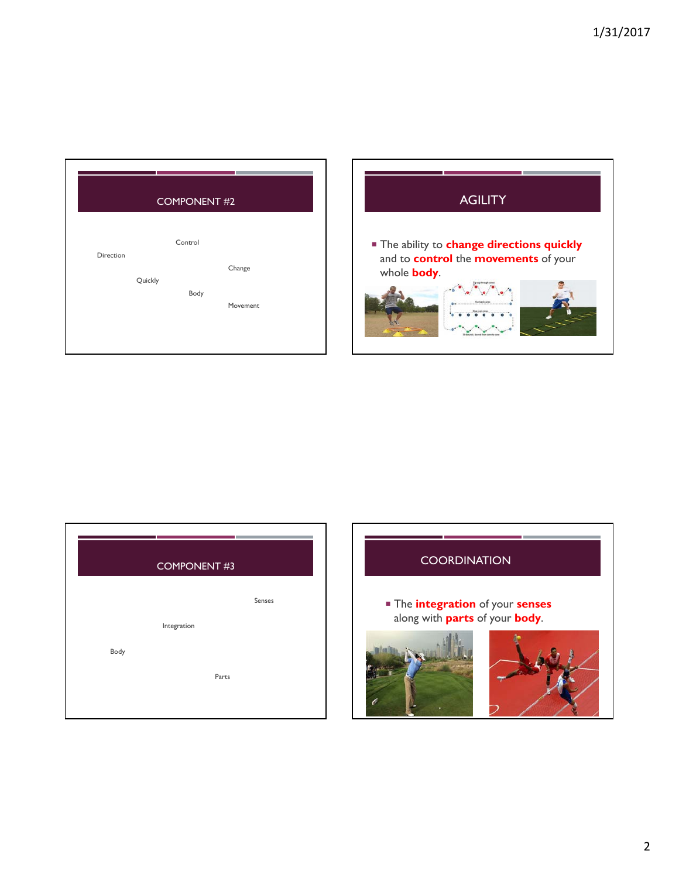## COMPONENT #2

Control

Direction

Change

Quickly

Body

Movement

## AGILITY

- The ability to **change directions quickly** and to **control** the **movements** of your whole **body**.

## COMPONENT #3

Senses

Integration

Body

Parts

## COORDINATION

- The **integration** of your **senses** along with **parts** of your **body**.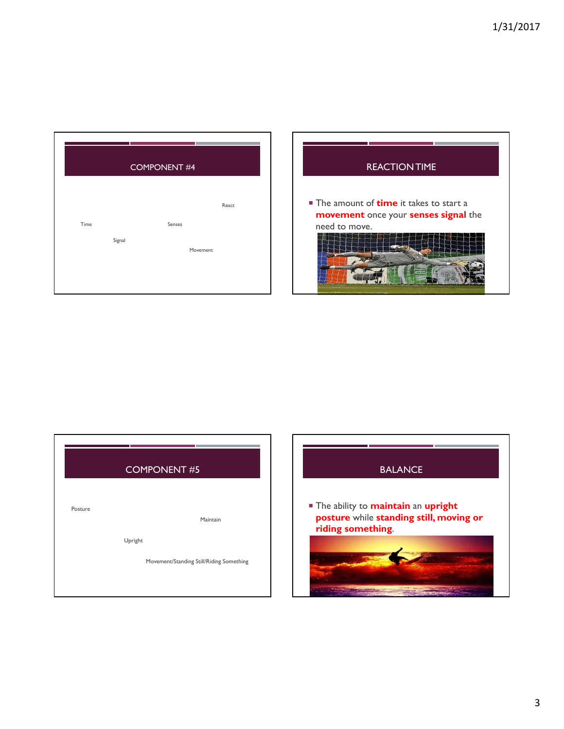## COMPONENT #4

React

Time

Senses

Signal

Movement

## REACTION TIME

- The amount of **time** it takes to start a **movement** once your **senses signal** the need to move.

## COMPONENT #5

Posture

Maintain

Upright

Movement/Standing Still/Riding Something

## BALANCE

- The ability to **maintain** an **upright posture** while **standing still, moving or riding something**.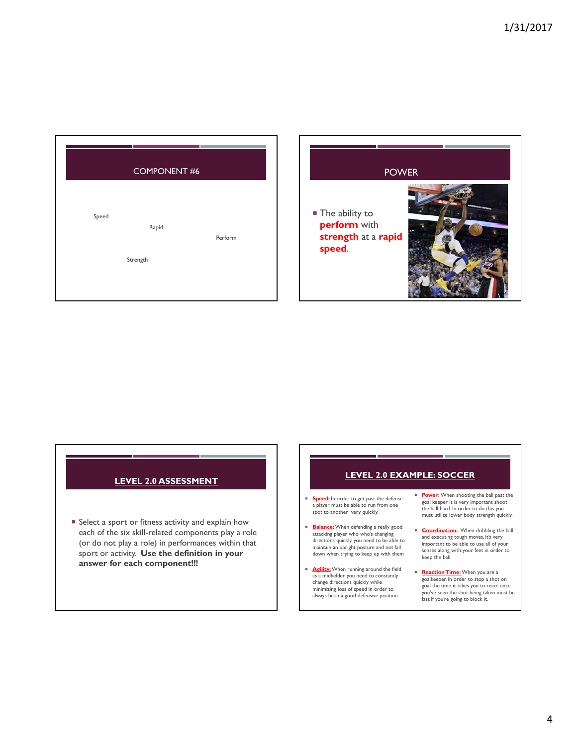## COMPONENT #6

Speed

Rapid

Perform

Strength

## POWER

- The ability to **perform** with **strength** at a **rapid speed**.

## LEVEL 2.0 ASSESSMENT

- Select a sport or fitness activity and explain how each of the six skill-related components play a role (or do not play a role) in performances within that sport or activity. **Use the definition in your answer for each component!!!**

## LEVEL 2.0 EXAMPLE: SOCCER

- **Speed:** In order to get past the defense a player must be able to run from one spot to another very quickly.
- **Balance:** When defending a really good attacking player who's changing directions quickly, you need to be able to maintain an upright posture and not fall down when trying to keep up with them
- **Agility:** When running around the field as a midfielder, you need to constantly change directions quickly while minimizing loss of speed in order to always be in a good defensive position.
- **Power:** When shooting the ball past the goal keeper it is very important shoot the ball hard. In order to do this you must utilize lower body strength quickly.
- **Coordination:** When dribbling the ball and executing tough moves, it's very important to be able to use all of your senses along with your feet in order to keep the ball.
- **Reaction Time:** When you are a goalkeeper, in order to stop a shot on goal the time it takes you to react once you've seen the shot being taken must be fast if you're going to block it.